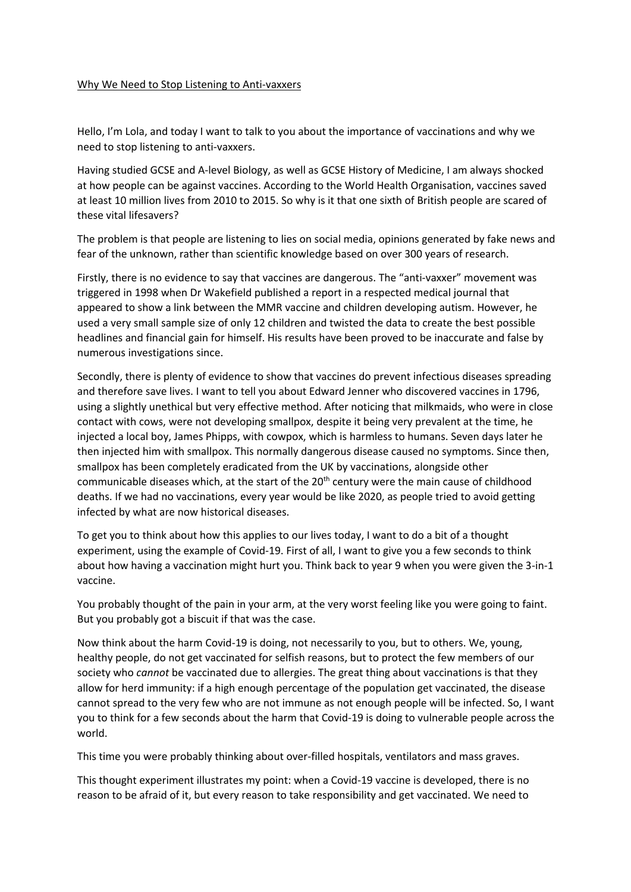# Why We Need to Stop Listening to Anti-vaxxers

Hello, I'm Lola, and today I want to talk to you about the importance of vaccinations and why we need to stop listening to anti-vaxxers.

Having studied GCSE and A-level Biology, as well as GCSE History of Medicine, I am always shocked at how people can be against vaccines. According to the World Health Organisation, vaccines saved at least 10 million lives from 2010 to 2015. So why is it that one sixth of British people are scared of these vital lifesavers?

The problem is that people are listening to lies on social media, opinions generated by fake news and fear of the unknown, rather than scientific knowledge based on over 300 years of research.

Firstly, there is no evidence to say that vaccines are dangerous. The "anti-vaxxer" movement was triggered in 1998 when Dr Wakefield published a report in a respected medical journal that appeared to show a link between the MMR vaccine and children developing autism. However, he used a very small sample size of only 12 children and twisted the data to create the best possible headlines and financial gain for himself. His results have been proved to be inaccurate and false by numerous investigations since.

Secondly, there is plenty of evidence to show that vaccines do prevent infectious diseases spreading and therefore save lives. I want to tell you about Edward Jenner who discovered vaccines in 1796, using a slightly unethical but very effective method. After noticing that milkmaids, who were in close contact with cows, were not developing smallpox, despite it being very prevalent at the time, he injected a local boy, James Phipps, with cowpox, which is harmless to humans. Seven days later he then injected him with smallpox. This normally dangerous disease caused no symptoms. Since then, smallpox has been completely eradicated from the UK by vaccinations, alongside other communicable diseases which, at the start of the 20th century were the main cause of childhood deaths. If we had no vaccinations, every year would be like 2020, as people tried to avoid getting infected by what are now historical diseases.

To get you to think about how this applies to our lives today, I want to do a bit of a thought experiment, using the example of Covid-19. First of all, I want to give you a few seconds to think about how having a vaccination might hurt you. Think back to year 9 when you were given the 3-in-1 vaccine.

You probably thought of the pain in your arm, at the very worst feeling like you were going to faint. But you probably got a biscuit if that was the case.

Now think about the harm Covid-19 is doing, not necessarily to you, but to others. We, young, healthy people, do not get vaccinated for selfish reasons, but to protect the few members of our society who *cannot* be vaccinated due to allergies. The great thing about vaccinations is that they allow for herd immunity: if a high enough percentage of the population get vaccinated, the disease cannot spread to the very few who are not immune as not enough people will be infected. So, I want you to think for a few seconds about the harm that Covid-19 is doing to vulnerable people across the world.

This time you were probably thinking about over-filled hospitals, ventilators and mass graves.

This thought experiment illustrates my point: when a Covid-19 vaccine is developed, there is no reason to be afraid of it, but every reason to take responsibility and get vaccinated. We need to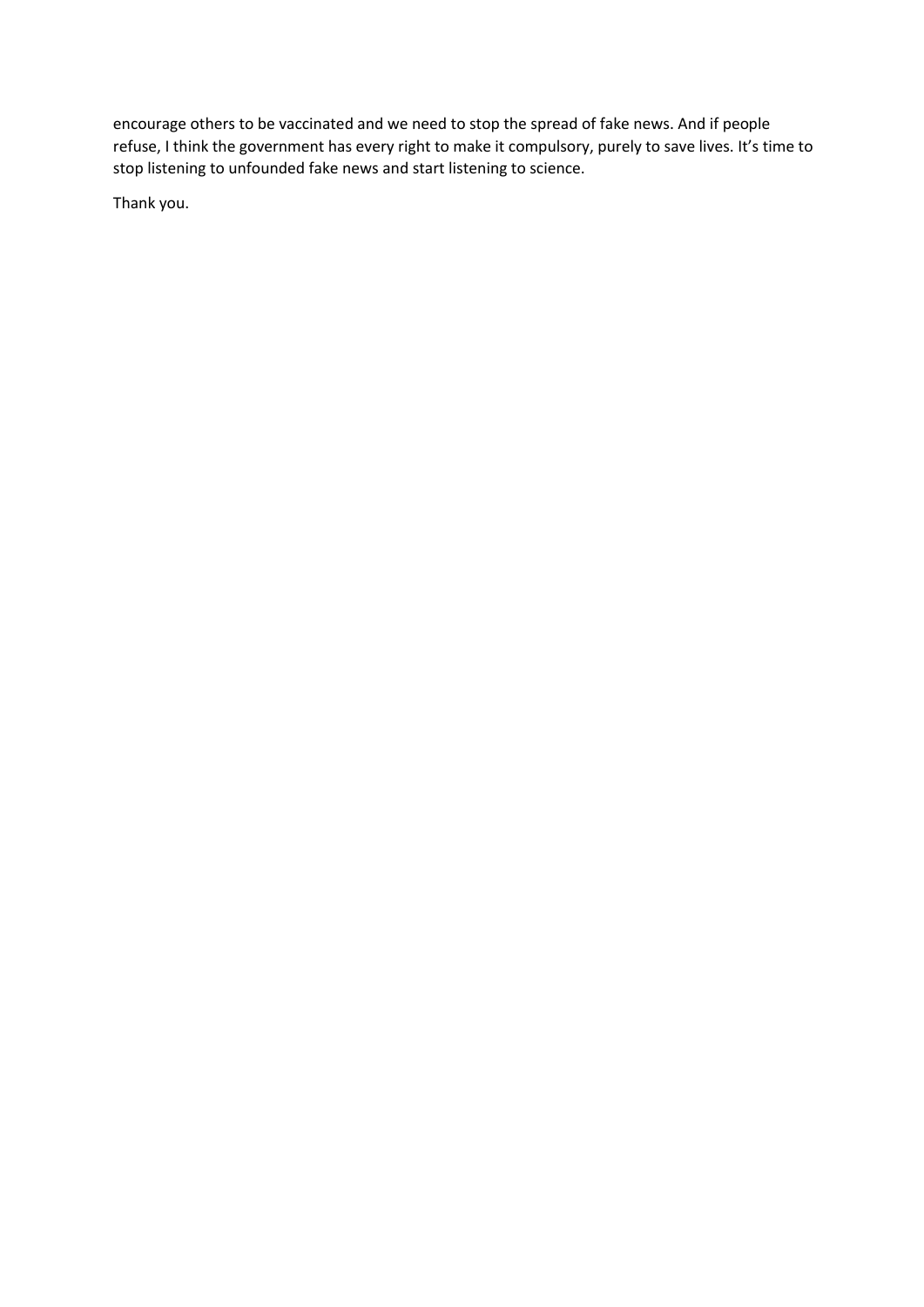encourage others to be vaccinated and we need to stop the spread of fake news. And if people refuse, I think the government has every right to make it compulsory, purely to save lives. It's time to stop listening to unfounded fake news and start listening to science.

Thank you.